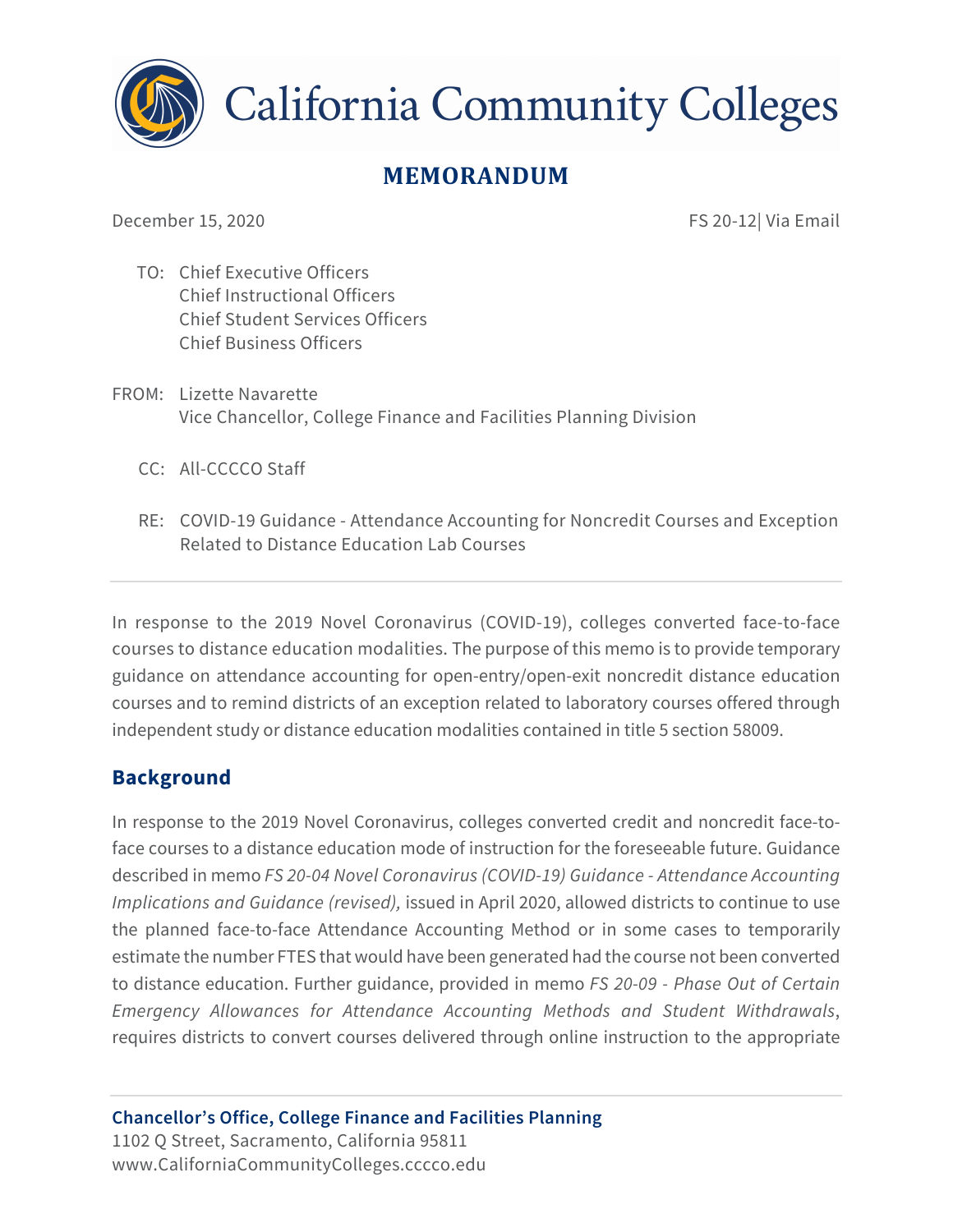# California Community Colleges

## MEMORANDUM

December 15, 2020 FS 20-12| Via Email

TO: Chief Executive Officers
Chief Instructional Officers
Chief Student Services Officers
Chief Business Officers

FROM: Lizette Navarette
Vice Chancellor, College Finance and Facilities Planning Division

CC: All-CCCCO Staff

RE: COVID-19 Guidance - Attendance Accounting for Noncredit Courses and Exception Related to Distance Education Lab Courses

---

In response to the 2019 Novel Coronavirus (COVID-19), colleges converted face-to-face courses to distance education modalities. The purpose of this memo is to provide temporary guidance on attendance accounting for open-entry/open-exit noncredit distance education courses and to remind districts of an exception related to laboratory courses offered through independent study or distance education modalities contained in title 5 section 58009.

## Background

In response to the 2019 Novel Coronavirus, colleges converted credit and noncredit face-to-face courses to a distance education mode of instruction for the foreseeable future. Guidance described in memo *FS 20-04 Novel Coronavirus (COVID-19) Guidance - Attendance Accounting Implications and Guidance (revised),* issued in April 2020, allowed districts to continue to use the planned face-to-face Attendance Accounting Method or in some cases to temporarily estimate the number FTES that would have been generated had the course not been converted to distance education. Further guidance, provided in memo *FS 20-09 - Phase Out of Certain Emergency Allowances for Attendance Accounting Methods and Student Withdrawals*, requires districts to convert courses delivered through online instruction to the appropriate

**Chancellor's Office, College Finance and Facilities Planning**
1102 Q Street, Sacramento, California 95811
www.CaliforniaCommunityColleges.cccco.edu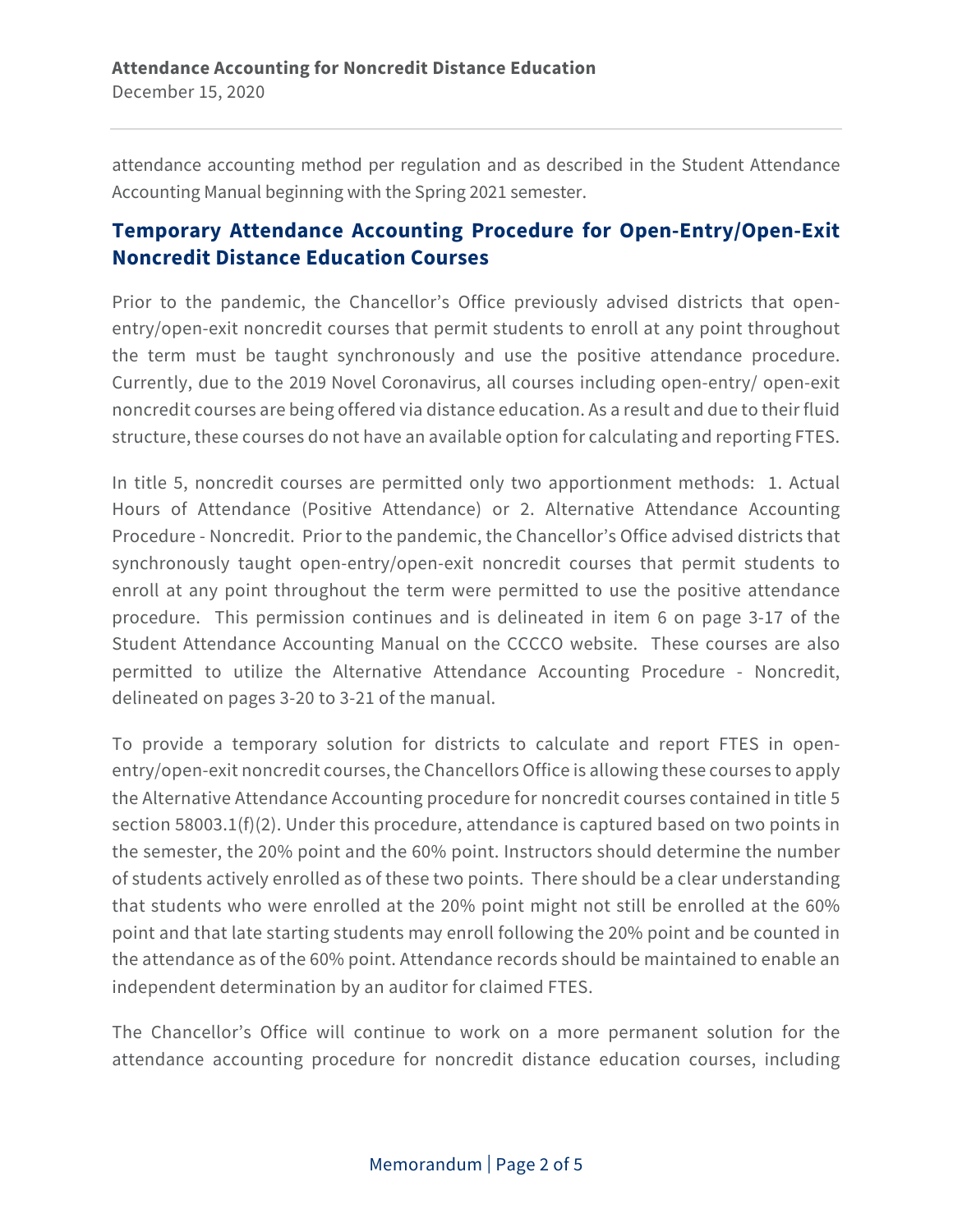attendance accounting method per regulation and as described in the Student Attendance Accounting Manual beginning with the Spring 2021 semester.

## Temporary Attendance Accounting Procedure for Open-Entry/Open-Exit Noncredit Distance Education Courses

Prior to the pandemic, the Chancellor's Office previously advised districts that open-entry/open-exit noncredit courses that permit students to enroll at any point throughout the term must be taught synchronously and use the positive attendance procedure. Currently, due to the 2019 Novel Coronavirus, all courses including open-entry/ open-exit noncredit courses are being offered via distance education. As a result and due to their fluid structure, these courses do not have an available option for calculating and reporting FTES.

In title 5, noncredit courses are permitted only two apportionment methods: 1. Actual Hours of Attendance (Positive Attendance) or 2. Alternative Attendance Accounting Procedure - Noncredit. Prior to the pandemic, the Chancellor's Office advised districts that synchronously taught open-entry/open-exit noncredit courses that permit students to enroll at any point throughout the term were permitted to use the positive attendance procedure. This permission continues and is delineated in item 6 on page 3-17 of the Student Attendance Accounting Manual on the CCCCO website. These courses are also permitted to utilize the Alternative Attendance Accounting Procedure - Noncredit, delineated on pages 3-20 to 3-21 of the manual.

To provide a temporary solution for districts to calculate and report FTES in open-entry/open-exit noncredit courses, the Chancellors Office is allowing these courses to apply the Alternative Attendance Accounting procedure for noncredit courses contained in title 5 section 58003.1(f)(2). Under this procedure, attendance is captured based on two points in the semester, the 20% point and the 60% point. Instructors should determine the number of students actively enrolled as of these two points. There should be a clear understanding that students who were enrolled at the 20% point might not still be enrolled at the 60% point and that late starting students may enroll following the 20% point and be counted in the attendance as of the 60% point. Attendance records should be maintained to enable an independent determination by an auditor for claimed FTES.

The Chancellor's Office will continue to work on a more permanent solution for the attendance accounting procedure for noncredit distance education courses, including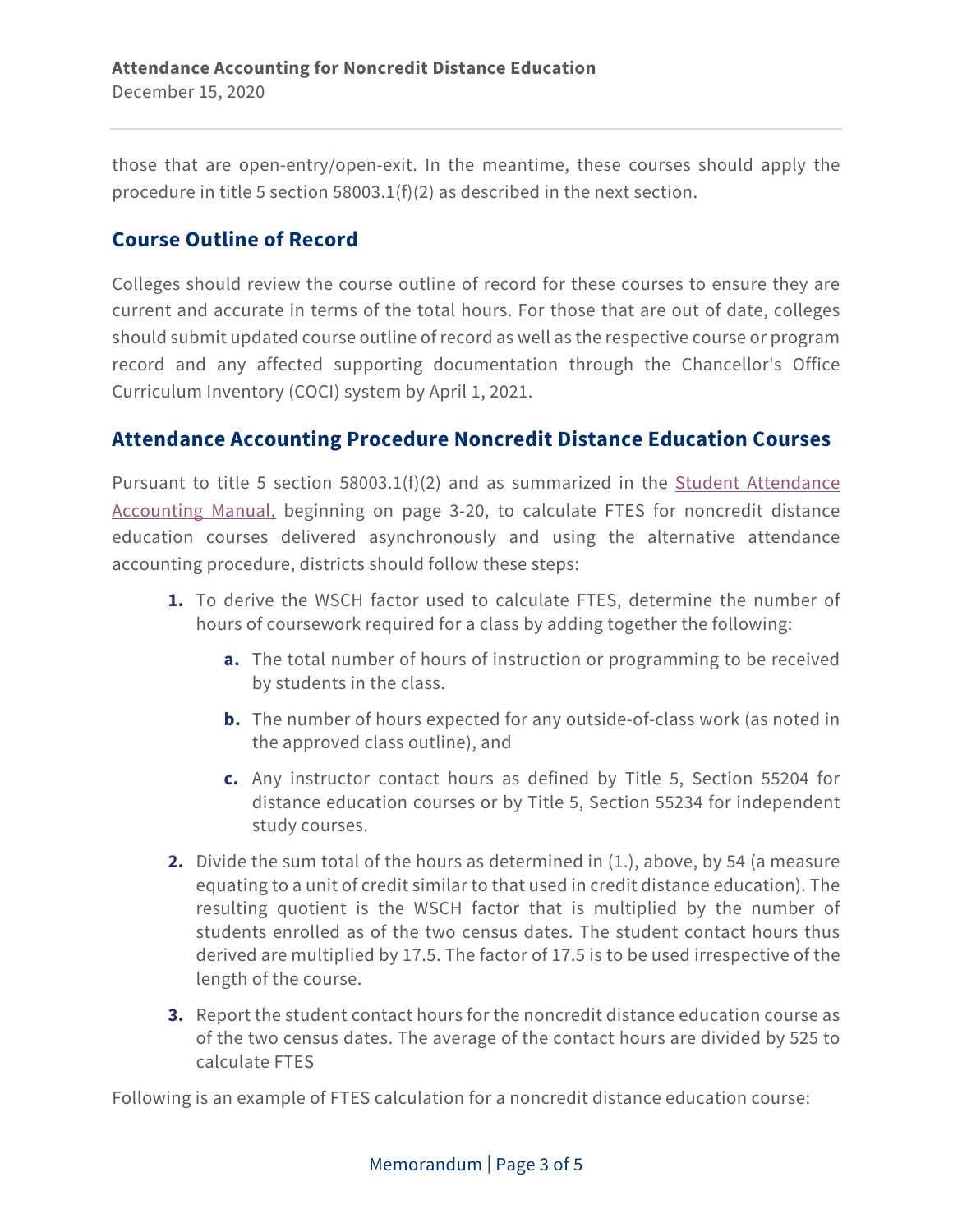those that are open-entry/open-exit. In the meantime, these courses should apply the procedure in title 5 section 58003.1(f)(2) as described in the next section.

## Course Outline of Record

Colleges should review the course outline of record for these courses to ensure they are current and accurate in terms of the total hours. For those that are out of date, colleges should submit updated course outline of record as well as the respective course or program record and any affected supporting documentation through the Chancellor's Office Curriculum Inventory (COCI) system by April 1, 2021.

## Attendance Accounting Procedure Noncredit Distance Education Courses

Pursuant to title 5 section 58003.1(f)(2) and as summarized in the Student Attendance Accounting Manual, beginning on page 3-20, to calculate FTES for noncredit distance education courses delivered asynchronously and using the alternative attendance accounting procedure, districts should follow these steps:

1. To derive the WSCH factor used to calculate FTES, determine the number of hours of coursework required for a class by adding together the following:
   a. The total number of hours of instruction or programming to be received by students in the class.
   b. The number of hours expected for any outside-of-class work (as noted in the approved class outline), and
   c. Any instructor contact hours as defined by Title 5, Section 55204 for distance education courses or by Title 5, Section 55234 for independent study courses.
2. Divide the sum total of the hours as determined in (1.), above, by 54 (a measure equating to a unit of credit similar to that used in credit distance education). The resulting quotient is the WSCH factor that is multiplied by the number of students enrolled as of the two census dates. The student contact hours thus derived are multiplied by 17.5. The factor of 17.5 is to be used irrespective of the length of the course.
3. Report the student contact hours for the noncredit distance education course as of the two census dates. The average of the contact hours are divided by 525 to calculate FTES

Following is an example of FTES calculation for a noncredit distance education course: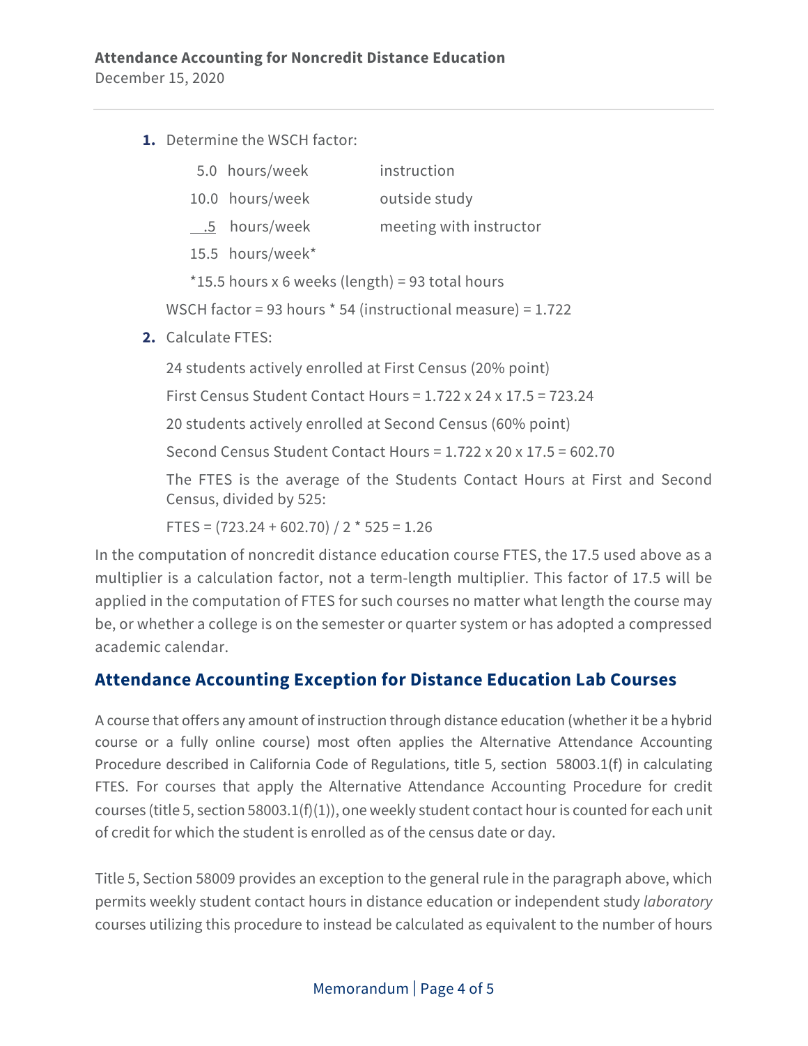1. Determine the WSCH factor:

| | | |
|---|---|---|
| 5.0 | hours/week | instruction |
| 10.0 | hours/week | outside study |
| .5 | hours/week | meeting with instructor |
| 15.5 | hours/week* | |

   *15.5 hours x 6 weeks (length) = 93 total hours

   WSCH factor = 93 hours * 54 (instructional measure) = 1.722

2. Calculate FTES:

   24 students actively enrolled at First Census (20% point)

   First Census Student Contact Hours = 1.722 x 24 x 17.5 = 723.24

   20 students actively enrolled at Second Census (60% point)

   Second Census Student Contact Hours = 1.722 x 20 x 17.5 = 602.70

   The FTES is the average of the Students Contact Hours at First and Second Census, divided by 525:

   FTES = (723.24 + 602.70) / 2 * 525 = 1.26

In the computation of noncredit distance education course FTES, the 17.5 used above as a multiplier is a calculation factor, not a term-length multiplier. This factor of 17.5 will be applied in the computation of FTES for such courses no matter what length the course may be, or whether a college is on the semester or quarter system or has adopted a compressed academic calendar.

## Attendance Accounting Exception for Distance Education Lab Courses

A course that offers any amount of instruction through distance education (whether it be a hybrid course or a fully online course) most often applies the Alternative Attendance Accounting Procedure described in California Code of Regulations, title 5, section 58003.1(f) in calculating FTES. For courses that apply the Alternative Attendance Accounting Procedure for credit courses (title 5, section 58003.1(f)(1)), one weekly student contact hour is counted for each unit of credit for which the student is enrolled as of the census date or day.

Title 5, Section 58009 provides an exception to the general rule in the paragraph above, which permits weekly student contact hours in distance education or independent study *laboratory* courses utilizing this procedure to instead be calculated as equivalent to the number of hours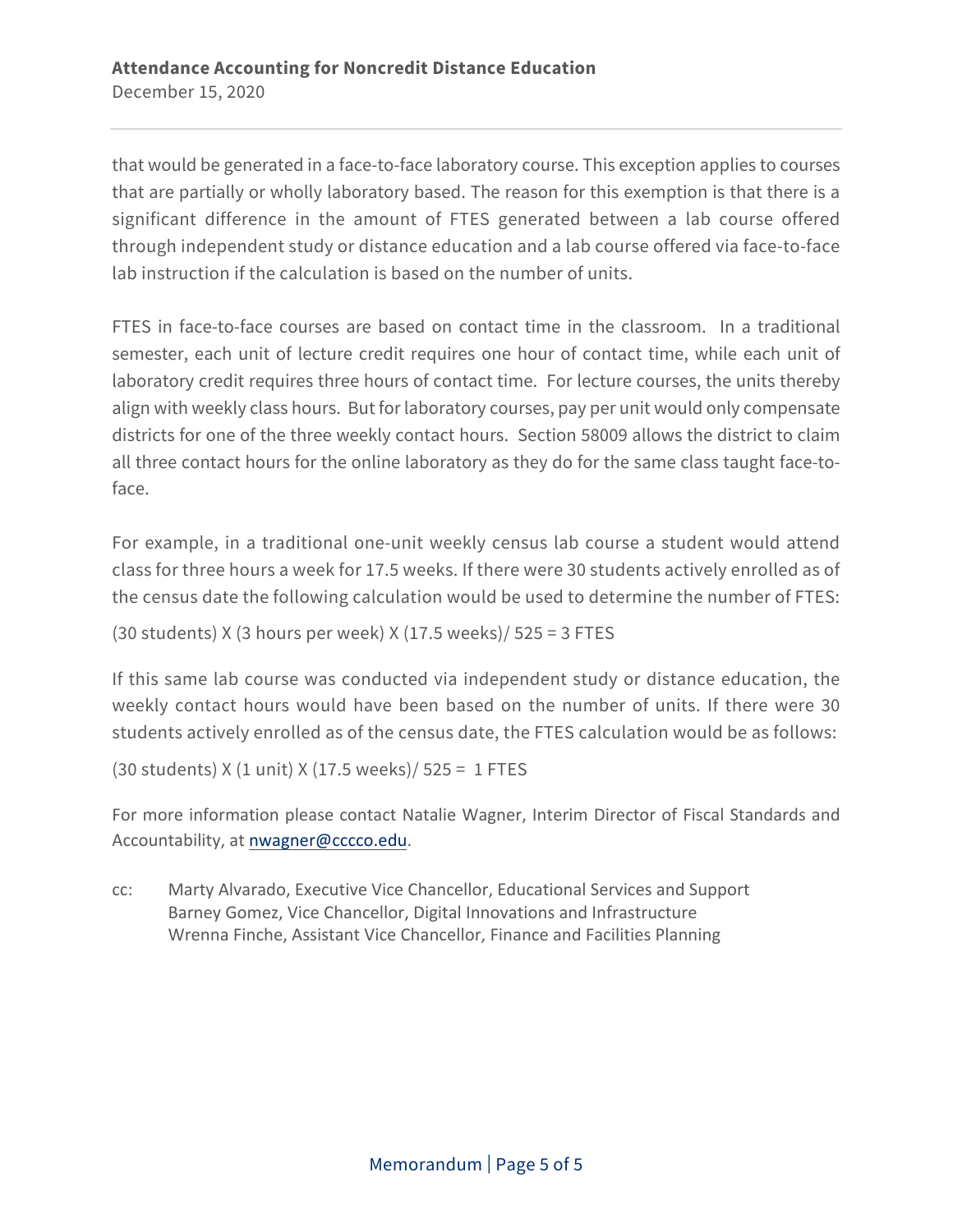that would be generated in a face-to-face laboratory course. This exception applies to courses that are partially or wholly laboratory based. The reason for this exemption is that there is a significant difference in the amount of FTES generated between a lab course offered through independent study or distance education and a lab course offered via face-to-face lab instruction if the calculation is based on the number of units.

FTES in face-to-face courses are based on contact time in the classroom. In a traditional semester, each unit of lecture credit requires one hour of contact time, while each unit of laboratory credit requires three hours of contact time. For lecture courses, the units thereby align with weekly class hours. But for laboratory courses, pay per unit would only compensate districts for one of the three weekly contact hours. Section 58009 allows the district to claim all three contact hours for the online laboratory as they do for the same class taught face-to-face.

For example, in a traditional one-unit weekly census lab course a student would attend class for three hours a week for 17.5 weeks. If there were 30 students actively enrolled as of the census date the following calculation would be used to determine the number of FTES:

(30 students) X (3 hours per week) X (17.5 weeks)/ 525 = 3 FTES

If this same lab course was conducted via independent study or distance education, the weekly contact hours would have been based on the number of units. If there were 30 students actively enrolled as of the census date, the FTES calculation would be as follows:

(30 students) X (1 unit) X (17.5 weeks)/ 525 = 1 FTES

For more information please contact Natalie Wagner, Interim Director of Fiscal Standards and Accountability, at nwagner@cccco.edu.

cc: Marty Alvarado, Executive Vice Chancellor, Educational Services and Support
Barney Gomez, Vice Chancellor, Digital Innovations and Infrastructure
Wrenna Finche, Assistant Vice Chancellor, Finance and Facilities Planning